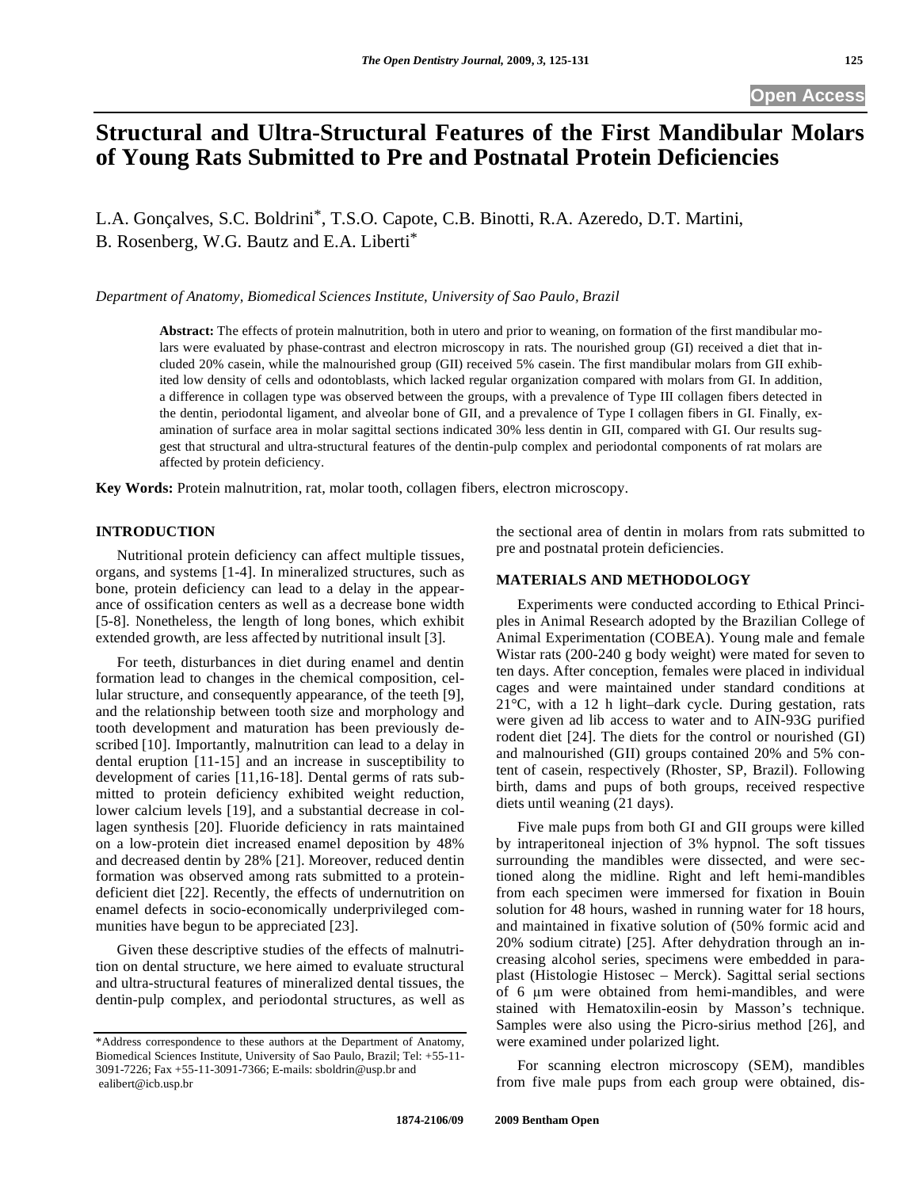Open Access

# Structural and Ultra-Structural Features of the First Mandibular Molars of Young Rats Submitted to Pre and Postnatal Protein Deficiencies

L.A. Gonçalves, S.C. Boldrini*, T.S.O. Capote, C.B. Binotti, R.A. Azeredo, D.T. Martini, B. Rosenberg, W.G. Bautz and E.A. Liberti*

*Department of Anatomy, Biomedical Sciences Institute, University of Sao Paulo, Brazil*

**Abstract:** The effects of protein malnutrition, both in utero and prior to weaning, on formation of the first mandibular molars were evaluated by phase-contrast and electron microscopy in rats. The nourished group (GI) received a diet that included 20% casein, while the malnourished group (GII) received 5% casein. The first mandibular molars from GII exhibited low density of cells and odontoblasts, which lacked regular organization compared with molars from GI. In addition, a difference in collagen type was observed between the groups, with a prevalence of Type III collagen fibers detected in the dentin, periodontal ligament, and alveolar bone of GII, and a prevalence of Type I collagen fibers in GI. Finally, examination of surface area in molar sagittal sections indicated 30% less dentin in GII, compared with GI. Our results suggest that structural and ultra-structural features of the dentin-pulp complex and periodontal components of rat molars are affected by protein deficiency.

**Key Words:** Protein malnutrition, rat, molar tooth, collagen fibers, electron microscopy.

## INTRODUCTION

Nutritional protein deficiency can affect multiple tissues, organs, and systems [1-4]. In mineralized structures, such as bone, protein deficiency can lead to a delay in the appearance of ossification centers as well as a decrease bone width [5-8]. Nonetheless, the length of long bones, which exhibit extended growth, are less affected by nutritional insult [3].

For teeth, disturbances in diet during enamel and dentin formation lead to changes in the chemical composition, cellular structure, and consequently appearance, of the teeth [9], and the relationship between tooth size and morphology and tooth development and maturation has been previously described [10]. Importantly, malnutrition can lead to a delay in dental eruption [11-15] and an increase in susceptibility to development of caries [11,16-18]. Dental germs of rats submitted to protein deficiency exhibited weight reduction, lower calcium levels [19], and a substantial decrease in collagen synthesis [20]. Fluoride deficiency in rats maintained on a low-protein diet increased enamel deposition by 48% and decreased dentin by 28% [21]. Moreover, reduced dentin formation was observed among rats submitted to a protein-deficient diet [22]. Recently, the effects of undernutrition on enamel defects in socio-economically underprivileged communities have begun to be appreciated [23].

Given these descriptive studies of the effects of malnutrition on dental structure, we here aimed to evaluate structural and ultra-structural features of mineralized dental tissues, the dentin-pulp complex, and periodontal structures, as well as the sectional area of dentin in molars from rats submitted to pre and postnatal protein deficiencies.

## MATERIALS AND METHODOLOGY

Experiments were conducted according to Ethical Principles in Animal Research adopted by the Brazilian College of Animal Experimentation (COBEA). Young male and female Wistar rats (200-240 g body weight) were mated for seven to ten days. After conception, females were placed in individual cages and were maintained under standard conditions at 21°C, with a 12 h light–dark cycle. During gestation, rats were given ad lib access to water and to AIN-93G purified rodent diet [24]. The diets for the control or nourished (GI) and malnourished (GII) groups contained 20% and 5% content of casein, respectively (Rhoster, SP, Brazil). Following birth, dams and pups of both groups, received respective diets until weaning (21 days).

Five male pups from both GI and GII groups were killed by intraperitoneal injection of 3% hypnol. The soft tissues surrounding the mandibles were dissected, and were sectioned along the midline. Right and left hemi-mandibles from each specimen were immersed for fixation in Bouin solution for 48 hours, washed in running water for 18 hours, and maintained in fixative solution of (50% formic acid and 20% sodium citrate) [25]. After dehydration through an increasing alcohol series, specimens were embedded in paraplast (Histologie Histosec – Merck). Sagittal serial sections of 6 μm were obtained from hemi-mandibles, and were stained with Hematoxilin-eosin by Masson's technique. Samples were also using the Picro-sirius method [26], and were examined under polarized light.

For scanning electron microscopy (SEM), mandibles from five male pups from each group were obtained, dis-

*Address correspondence to these authors at the Department of Anatomy, Biomedical Sciences Institute, University of Sao Paulo, Brazil; Tel: +55-11-3091-7226; Fax +55-11-3091-7366; E-mails: sboldrin@usp.br and ealibert@icb.usp.br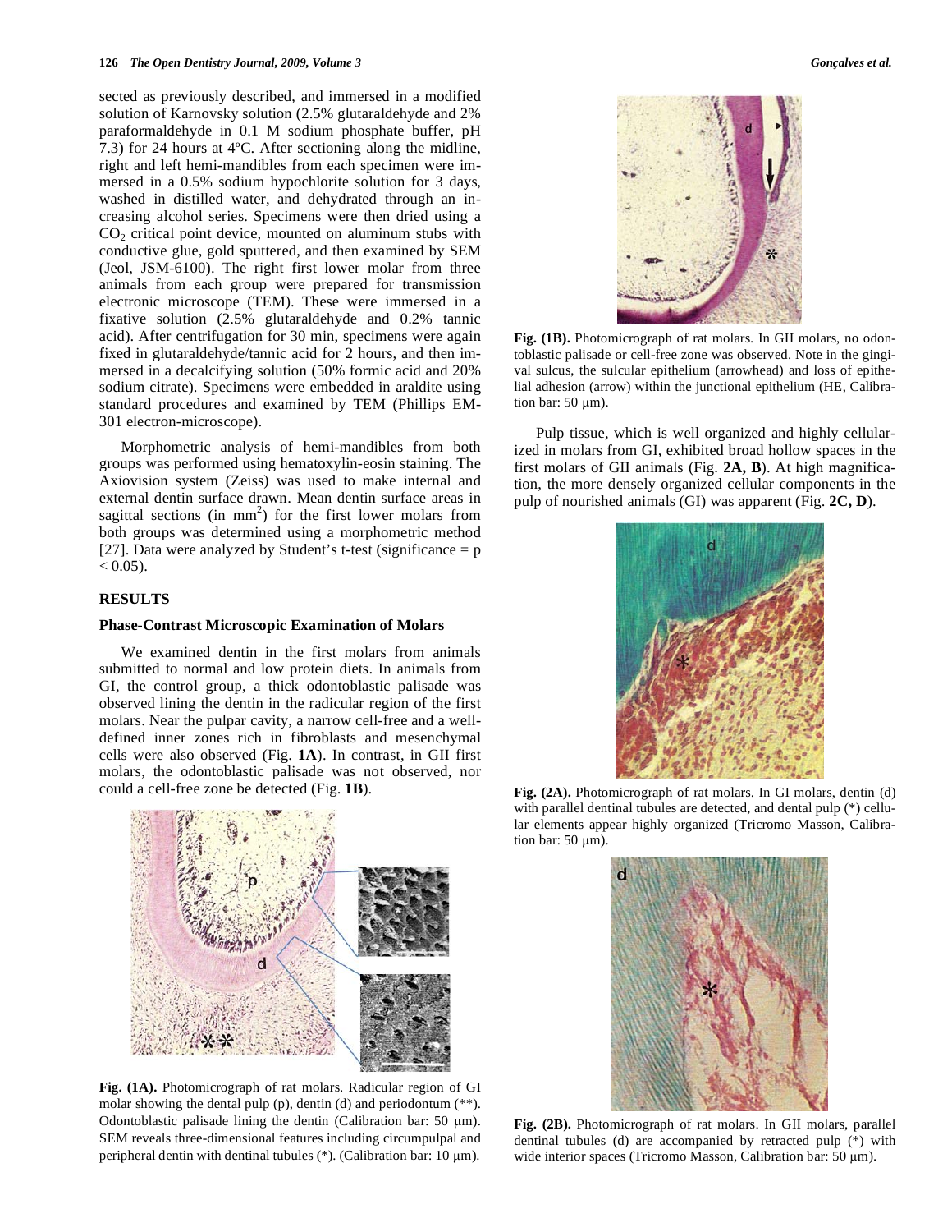sected as previously described, and immersed in a modified solution of Karnovsky solution (2.5% glutaraldehyde and 2% paraformaldehyde in 0.1 M sodium phosphate buffer, pH 7.3) for 24 hours at 4ºC. After sectioning along the midline, right and left hemi-mandibles from each specimen were immersed in a 0.5% sodium hypochlorite solution for 3 days, washed in distilled water, and dehydrated through an increasing alcohol series. Specimens were then dried using a $CO_2$ critical point device, mounted on aluminum stubs with conductive glue, gold sputtered, and then examined by SEM (Jeol, JSM-6100). The right first lower molar from three animals from each group were prepared for transmission electronic microscope (TEM). These were immersed in a fixative solution (2.5% glutaraldehyde and 0.2% tannic acid). After centrifugation for 30 min, specimens were again fixed in glutaraldehyde/tannic acid for 2 hours, and then immersed in a decalcifying solution (50% formic acid and 20% sodium citrate). Specimens were embedded in araldite using standard procedures and examined by TEM (Phillips EM-301 electron-microscope).

Morphometric analysis of hemi-mandibles from both groups was performed using hematoxylin-eosin staining. The Axiovision system (Zeiss) was used to make internal and external dentin surface drawn. Mean dentin surface areas in sagittal sections (in $mm^2$) for the first lower molars from both groups was determined using a morphometric method [27]. Data were analyzed by Student's t-test (significance = $p < 0.05$).

## RESULTS

### Phase-Contrast Microscopic Examination of Molars

We examined dentin in the first molars from animals submitted to normal and low protein diets. In animals from GI, the control group, a thick odontoblastic palisade was observed lining the dentin in the radicular region of the first molars. Near the pulpar cavity, a narrow cell-free and a well-defined inner zones rich in fibroblasts and mesenchymal cells were also observed (Fig. **1A**). In contrast, in GII first molars, the odontoblastic palisade was not observed, nor could a cell-free zone be detected (Fig. **1B**).

**Fig. (1A).** Photomicrograph of rat molars. Radicular region of GI molar showing the dental pulp (p), dentin (d) and periodontum (**). Odontoblastic palisade lining the dentin (Calibration bar: 50 μm). SEM reveals three-dimensional features including circumpulpal and peripheral dentin with dentinal tubules (*). (Calibration bar: 10 μm).

**Fig. (1B).** Photomicrograph of rat molars. In GII molars, no odontoblastic palisade or cell-free zone was observed. Note in the gingival sulcus, the sulcular epithelium (arrowhead) and loss of epithelial adhesion (arrow) within the junctional epithelium (HE, Calibration bar: 50 μm).

Pulp tissue, which is well organized and highly cellularized in molars from GI, exhibited broad hollow spaces in the first molars of GII animals (Fig. **2A, B**). At high magnification, the more densely organized cellular components in the pulp of nourished animals (GI) was apparent (Fig. **2C, D**).

**Fig. (2A).** Photomicrograph of rat molars. In GI molars, dentin (d) with parallel dentinal tubules are detected, and dental pulp (*) cellular elements appear highly organized (Tricromo Masson, Calibration bar: 50 μm).

**Fig. (2B).** Photomicrograph of rat molars. In GII molars, parallel dentinal tubules (d) are accompanied by retracted pulp (*) with wide interior spaces (Tricromo Masson, Calibration bar: 50 μm).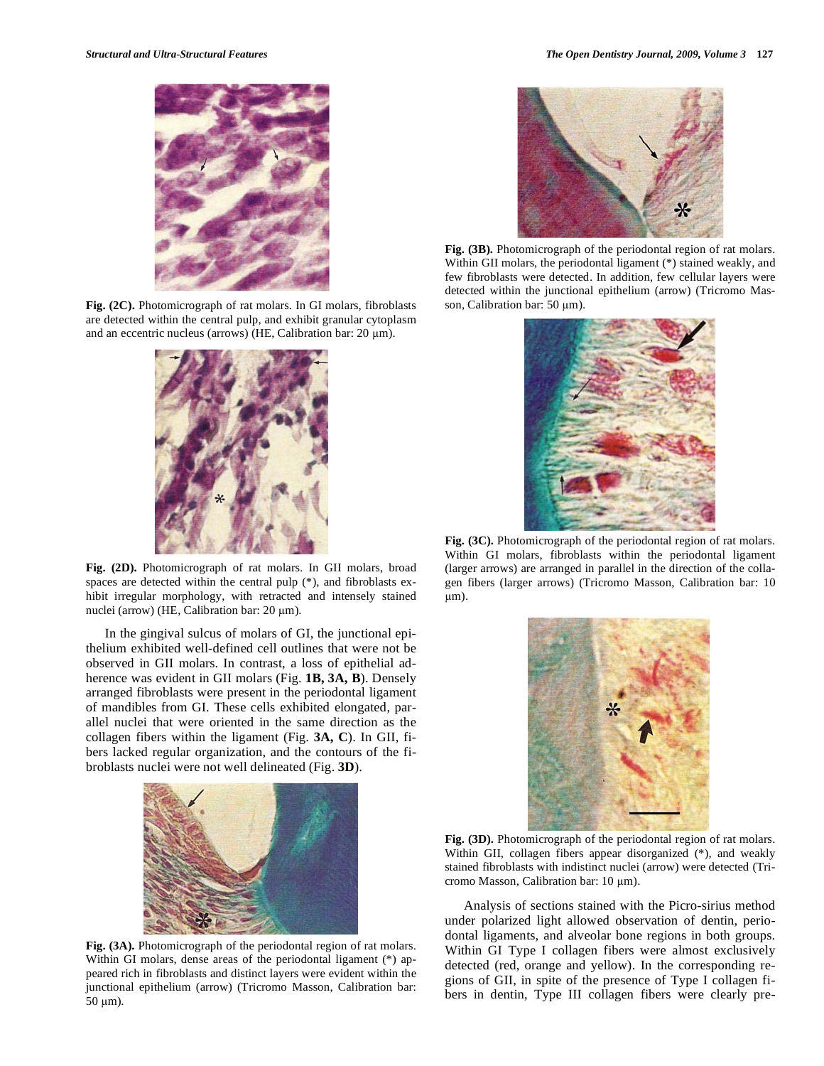Fig. (2C). Photomicrograph of rat molars. In GI molars, fibroblasts are detected within the central pulp, and exhibit granular cytoplasm and an eccentric nucleus (arrows) (HE, Calibration bar: 20 μm).

Fig. (2D). Photomicrograph of rat molars. In GII molars, broad spaces are detected within the central pulp (*), and fibroblasts exhibit irregular morphology, with retracted and intensely stained nuclei (arrow) (HE, Calibration bar: 20 μm).

In the gingival sulcus of molars of GI, the junctional epithelium exhibited well-defined cell outlines that were not be observed in GII molars. In contrast, a loss of epithelial adherence was evident in GII molars (Fig. **1B, 3A, B**). Densely arranged fibroblasts were present in the periodontal ligament of mandibles from GI. These cells exhibited elongated, parallel nuclei that were oriented in the same direction as the collagen fibers within the ligament (Fig. **3A, C**). In GII, fibers lacked regular organization, and the contours of the fibroblasts nuclei were not well delineated (Fig. **3D**).

Fig. (3A). Photomicrograph of the periodontal region of rat molars. Within GI molars, dense areas of the periodontal ligament (*) appeared rich in fibroblasts and distinct layers were evident within the junctional epithelium (arrow) (Tricromo Masson, Calibration bar: 50 μm).

Fig. (3B). Photomicrograph of the periodontal region of rat molars. Within GII molars, the periodontal ligament (*) stained weakly, and few fibroblasts were detected. In addition, few cellular layers were detected within the junctional epithelium (arrow) (Tricromo Masson, Calibration bar: 50 μm).

Fig. (3C). Photomicrograph of the periodontal region of rat molars. Within GI molars, fibroblasts within the periodontal ligament (larger arrows) are arranged in parallel in the direction of the collagen fibers (larger arrows) (Tricromo Masson, Calibration bar: 10 μm).

Fig. (3D). Photomicrograph of the periodontal region of rat molars. Within GII, collagen fibers appear disorganized (*), and weakly stained fibroblasts with indistinct nuclei (arrow) were detected (Tricromo Masson, Calibration bar: 10 μm).

Analysis of sections stained with the Picro-sirius method under polarized light allowed observation of dentin, periodontal ligaments, and alveolar bone regions in both groups. Within GI Type I collagen fibers were almost exclusively detected (red, orange and yellow). In the corresponding regions of GII, in spite of the presence of Type I collagen fibers in dentin, Type III collagen fibers were clearly pre-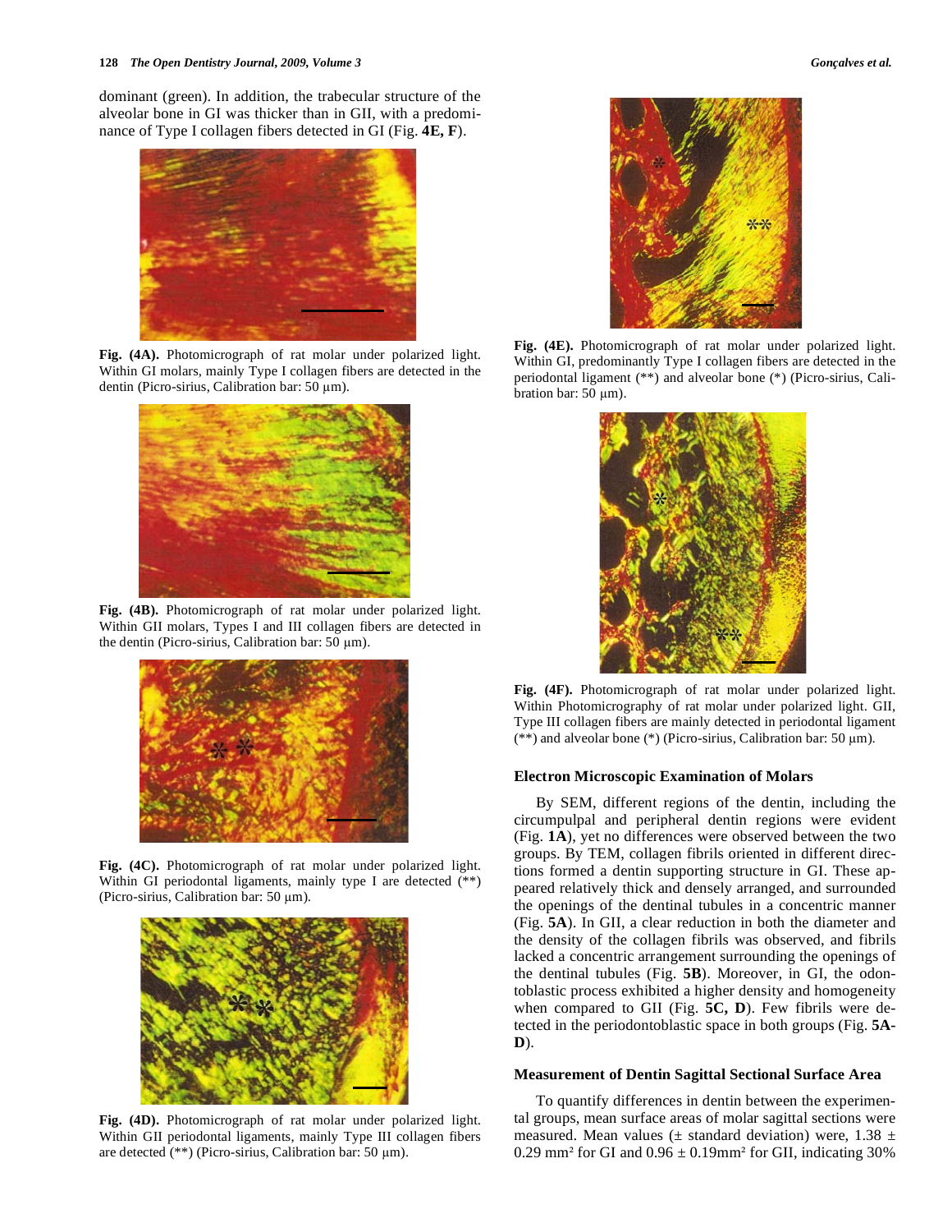dominant (green). In addition, the trabecular structure of the alveolar bone in GI was thicker than in GII, with a predominance of Type I collagen fibers detected in GI (Fig. **4E, F**).

**Fig. (4A).** Photomicrograph of rat molar under polarized light. Within GI molars, mainly Type I collagen fibers are detected in the dentin (Picro-sirius, Calibration bar: 50 μm).

**Fig. (4B).** Photomicrograph of rat molar under polarized light. Within GII molars, Types I and III collagen fibers are detected in the dentin (Picro-sirius, Calibration bar: 50 μm).

**Fig. (4C).** Photomicrograph of rat molar under polarized light. Within GI periodontal ligaments, mainly type I are detected (**) (Picro-sirius, Calibration bar: 50 μm).

**Fig. (4D).** Photomicrograph of rat molar under polarized light. Within GII periodontal ligaments, mainly Type III collagen fibers are detected (**) (Picro-sirius, Calibration bar: 50 μm).

**Fig. (4E).** Photomicrograph of rat molar under polarized light. Within GI, predominantly Type I collagen fibers are detected in the periodontal ligament (**) and alveolar bone (*) (Picro-sirius, Calibration bar: 50 μm).

**Fig. (4F).** Photomicrograph of rat molar under polarized light. Within Photomicrography of rat molar under polarized light. GII, Type III collagen fibers are mainly detected in periodontal ligament (**) and alveolar bone (*) (Picro-sirius, Calibration bar: 50 μm).

### Electron Microscopic Examination of Molars

By SEM, different regions of the dentin, including the circumpulpal and peripheral dentin regions were evident (Fig. **1A**), yet no differences were observed between the two groups. By TEM, collagen fibrils oriented in different directions formed a dentin supporting structure in GI. These appeared relatively thick and densely arranged, and surrounded the openings of the dentinal tubules in a concentric manner (Fig. **5A**). In GII, a clear reduction in both the diameter and the density of the collagen fibrils was observed, and fibrils lacked a concentric arrangement surrounding the openings of the dentinal tubules (Fig. **5B**). Moreover, in GI, the odontoblastic process exhibited a higher density and homogeneity when compared to GII (Fig. **5C, D**). Few fibrils were detected in the periodontoblastic space in both groups (Fig. **5A-D**).

### Measurement of Dentin Sagittal Sectional Surface Area

To quantify differences in dentin between the experimental groups, mean surface areas of molar sagittal sections were measured. Mean values (± standard deviation) were, 1.38 ± 0.29 mm² for GI and 0.96 ± 0.19mm² for GII, indicating 30%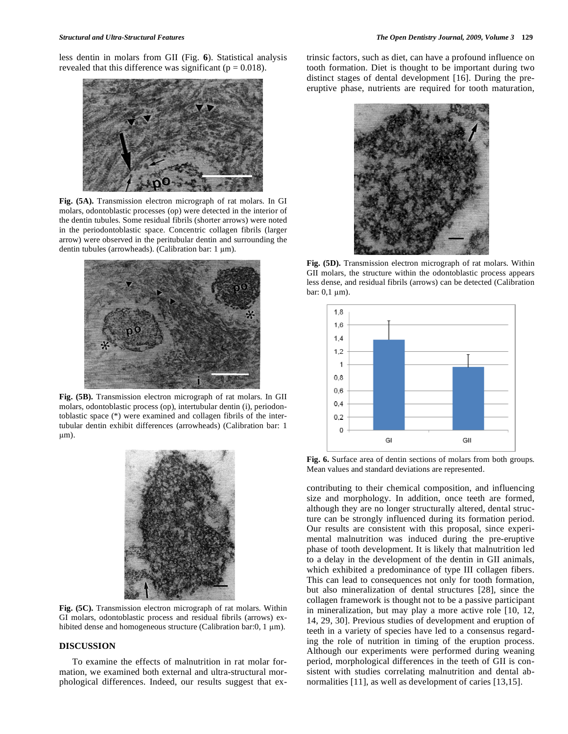less dentin in molars from GII (Fig. **6**). Statistical analysis revealed that this difference was significant ($p = 0.018$).

**Fig. (5A).** Transmission electron micrograph of rat molars. In GI molars, odontoblastic processes (op) were detected in the interior of the dentin tubules. Some residual fibrils (shorter arrows) were noted in the periodontoblastic space. Concentric collagen fibrils (larger arrow) were observed in the peritubular dentin and surrounding the dentin tubules (arrowheads). (Calibration bar: 1 μm).

**Fig. (5B).** Transmission electron micrograph of rat molars. In GII molars, odontoblastic process (op), intertubular dentin (i), periodontoblastic space (*) were examined and collagen fibrils of the intertubular dentin exhibit differences (arrowheads) (Calibration bar: 1 μm).

**Fig. (5C).** Transmission electron micrograph of rat molars. Within GI molars, odontoblastic process and residual fibrils (arrows) exhibited dense and homogeneous structure (Calibration bar:0, 1 μm).

**Fig. (5D).** Transmission electron micrograph of rat molars. Within GII molars, the structure within the odontoblastic process appears less dense, and residual fibrils (arrows) can be detected (Calibration bar: 0,1 μm).

**Fig. 6.** Surface area of dentin sections of molars from both groups. Mean values and standard deviations are represented.

## DISCUSSION

To examine the effects of malnutrition in rat molar formation, we examined both external and ultra-structural morphological differences. Indeed, our results suggest that extrinsic factors, such as diet, can have a profound influence on tooth formation. Diet is thought to be important during two distinct stages of dental development [16]. During the pre-eruptive phase, nutrients are required for tooth maturation, contributing to their chemical composition, and influencing size and morphology. In addition, once teeth are formed, although they are no longer structurally altered, dental structure can be strongly influenced during its formation period. Our results are consistent with this proposal, since experimental malnutrition was induced during the pre-eruptive phase of tooth development. It is likely that malnutrition led to a delay in the development of the dentin in GII animals, which exhibited a predominance of type III collagen fibers. This can lead to consequences not only for tooth formation, but also mineralization of dental structures [28], since the collagen framework is thought not to be a passive participant in mineralization, but may play a more active role [10, 12, 14, 29, 30]. Previous studies of development and eruption of teeth in a variety of species have led to a consensus regarding the role of nutrition in timing of the eruption process. Although our experiments were performed during weaning period, morphological differences in the teeth of GII is consistent with studies correlating malnutrition and dental abnormalities [11], as well as development of caries [13,15].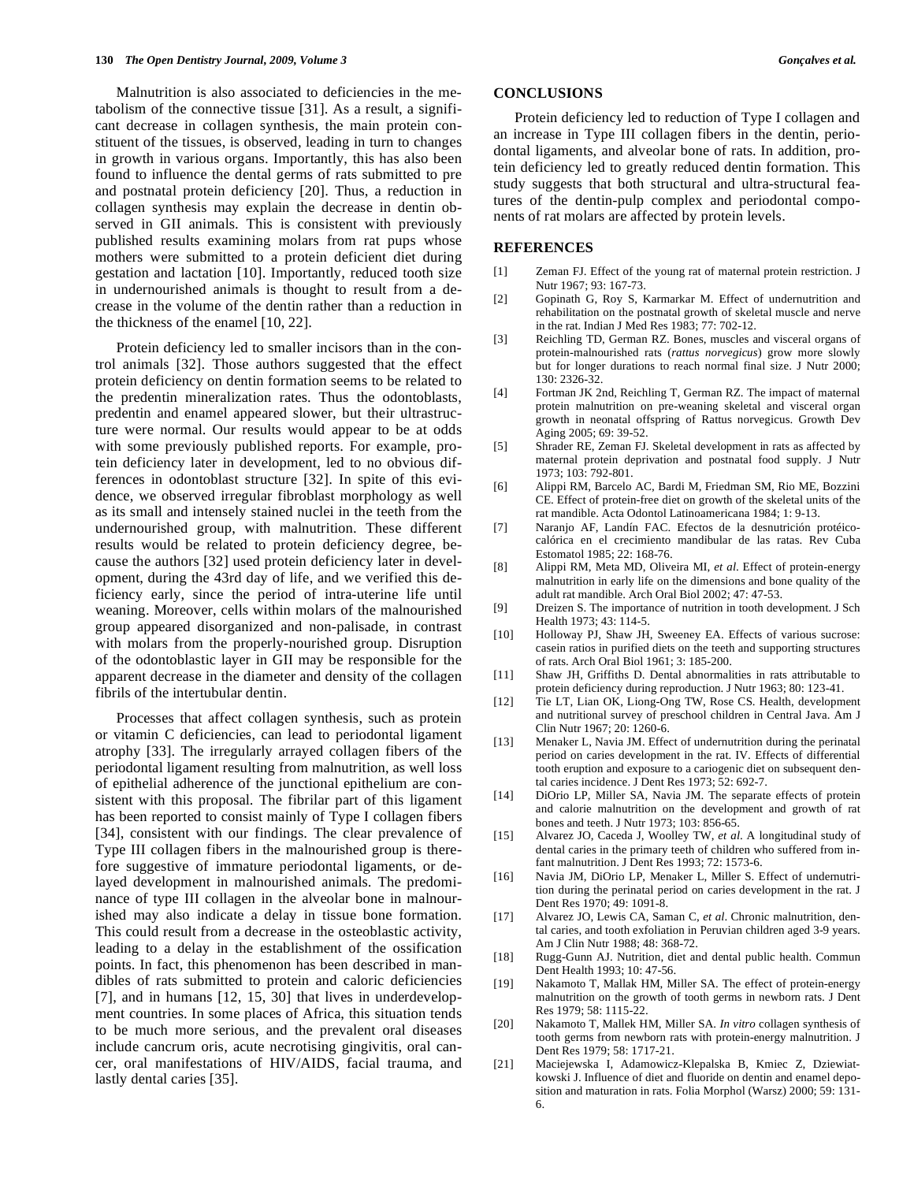Malnutrition is also associated to deficiencies in the metabolism of the connective tissue [31]. As a result, a significant decrease in collagen synthesis, the main protein constituent of the tissues, is observed, leading in turn to changes in growth in various organs. Importantly, this has also been found to influence the dental germs of rats submitted to pre and postnatal protein deficiency [20]. Thus, a reduction in collagen synthesis may explain the decrease in dentin observed in GII animals. This is consistent with previously published results examining molars from rat pups whose mothers were submitted to a protein deficient diet during gestation and lactation [10]. Importantly, reduced tooth size in undernourished animals is thought to result from a decrease in the volume of the dentin rather than a reduction in the thickness of the enamel [10, 22].

Protein deficiency led to smaller incisors than in the control animals [32]. Those authors suggested that the effect protein deficiency on dentin formation seems to be related to the predentin mineralization rates. Thus the odontoblasts, predentin and enamel appeared slower, but their ultrastructure were normal. Our results would appear to be at odds with some previously published reports. For example, protein deficiency later in development, led to no obvious differences in odontoblast structure [32]. In spite of this evidence, we observed irregular fibroblast morphology as well as its small and intensely stained nuclei in the teeth from the undernourished group, with malnutrition. These different results would be related to protein deficiency degree, because the authors [32] used protein deficiency later in development, during the 43rd day of life, and we verified this deficiency early, since the period of intra-uterine life until weaning. Moreover, cells within molars of the malnourished group appeared disorganized and non-palisade, in contrast with molars from the properly-nourished group. Disruption of the odontoblastic layer in GII may be responsible for the apparent decrease in the diameter and density of the collagen fibrils of the intertubular dentin.

Processes that affect collagen synthesis, such as protein or vitamin C deficiencies, can lead to periodontal ligament atrophy [33]. The irregularly arrayed collagen fibers of the periodontal ligament resulting from malnutrition, as well loss of epithelial adherence of the junctional epithelium are consistent with this proposal. The fibrilar part of this ligament has been reported to consist mainly of Type I collagen fibers [34], consistent with our findings. The clear prevalence of Type III collagen fibers in the malnourished group is therefore suggestive of immature periodontal ligaments, or delayed development in malnourished animals. The predominance of type III collagen in the alveolar bone in malnourished may also indicate a delay in tissue bone formation. This could result from a decrease in the osteoblastic activity, leading to a delay in the establishment of the ossification points. In fact, this phenomenon has been described in mandibles of rats submitted to protein and caloric deficiencies [7], and in humans [12, 15, 30] that lives in underdevelopment countries. In some places of Africa, this situation tends to be much more serious, and the prevalent oral diseases include cancrum oris, acute necrotising gingivitis, oral cancer, oral manifestations of HIV/AIDS, facial trauma, and lastly dental caries [35].

## CONCLUSIONS

Protein deficiency led to reduction of Type I collagen and an increase in Type III collagen fibers in the dentin, periodontal ligaments, and alveolar bone of rats. In addition, protein deficiency led to greatly reduced dentin formation. This study suggests that both structural and ultra-structural features of the dentin-pulp complex and periodontal components of rat molars are affected by protein levels.

## REFERENCES

[1] Zeman FJ. Effect of the young rat of maternal protein restriction. J Nutr 1967; 93: 167-73.

[2] Gopinath G, Roy S, Karmarkar M. Effect of undernutrition and rehabilitation on the postnatal growth of skeletal muscle and nerve in the rat. Indian J Med Res 1983; 77: 702-12.

[3] Reichling TD, German RZ. Bones, muscles and visceral organs of protein-malnourished rats (*rattus norvegicus*) grow more slowly but for longer durations to reach normal final size. J Nutr 2000; 130: 2326-32.

[4] Fortman JK 2nd, Reichling T, German RZ. The impact of maternal protein malnutrition on pre-weaning skeletal and visceral organ growth in neonatal offspring of Rattus norvegicus. Growth Dev Aging 2005; 69: 39-52.

[5] Shrader RE, Zeman FJ. Skeletal development in rats as affected by maternal protein deprivation and postnatal food supply. J Nutr 1973; 103: 792-801.

[6] Alippi RM, Barcelo AC, Bardi M, Friedman SM, Rio ME, Bozzini CE. Effect of protein-free diet on growth of the skeletal units of the rat mandible. Acta Odontol Latinoamericana 1984; 1: 9-13.

[7] Naranjo AF, Landín FAC. Efectos de la desnutrición protéico-calórica en el crecimiento mandibular de las ratas. Rev Cuba Estomatol 1985; 22: 168-76.

[8] Alippi RM, Meta MD, Oliveira MI, *et al*. Effect of protein-energy malnutrition in early life on the dimensions and bone quality of the adult rat mandible. Arch Oral Biol 2002; 47: 47-53.

[9] Dreizen S. The importance of nutrition in tooth development. J Sch Health 1973; 43: 114-5.

[10] Holloway PJ, Shaw JH, Sweeney EA. Effects of various sucrose: casein ratios in purified diets on the teeth and supporting structures of rats. Arch Oral Biol 1961; 3: 185-200.

[11] Shaw JH, Griffiths D. Dental abnormalities in rats attributable to protein deficiency during reproduction. J Nutr 1963; 80: 123-41.

[12] Tie LT, Lian OK, Liong-Ong TW, Rose CS. Health, development and nutritional survey of preschool children in Central Java. Am J Clin Nutr 1967; 20: 1260-6.

[13] Menaker L, Navia JM. Effect of undernutrition during the perinatal period on caries development in the rat. IV. Effects of differential tooth eruption and exposure to a cariogenic diet on subsequent dental caries incidence. J Dent Res 1973; 52: 692-7.

[14] DiOrio LP, Miller SA, Navia JM. The separate effects of protein and calorie malnutrition on the development and growth of rat bones and teeth. J Nutr 1973; 103: 856-65.

[15] Alvarez JO, Caceda J, Woolley TW, *et al*. A longitudinal study of dental caries in the primary teeth of children who suffered from infant malnutrition. J Dent Res 1993; 72: 1573-6.

[16] Navia JM, DiOrio LP, Menaker L, Miller S. Effect of undernutrition during the perinatal period on caries development in the rat. J Dent Res 1970; 49: 1091-8.

[17] Alvarez JO, Lewis CA, Saman C, *et al*. Chronic malnutrition, dental caries, and tooth exfoliation in Peruvian children aged 3-9 years. Am J Clin Nutr 1988; 48: 368-72.

[18] Rugg-Gunn AJ. Nutrition, diet and dental public health. Commun Dent Health 1993; 10: 47-56.

[19] Nakamoto T, Mallak HM, Miller SA. The effect of protein-energy malnutrition on the growth of tooth germs in newborn rats. J Dent Res 1979; 58: 1115-22.

[20] Nakamoto T, Mallek HM, Miller SA. *In vitro* collagen synthesis of tooth germs from newborn rats with protein-energy malnutrition. J Dent Res 1979; 58: 1717-21.

[21] Maciejewska I, Adamowicz-Klepalska B, Kmiec Z, Dziewiatkowski J. Influence of diet and fluoride on dentin and enamel deposition and maturation in rats. Folia Morphol (Warsz) 2000; 59: 131-6.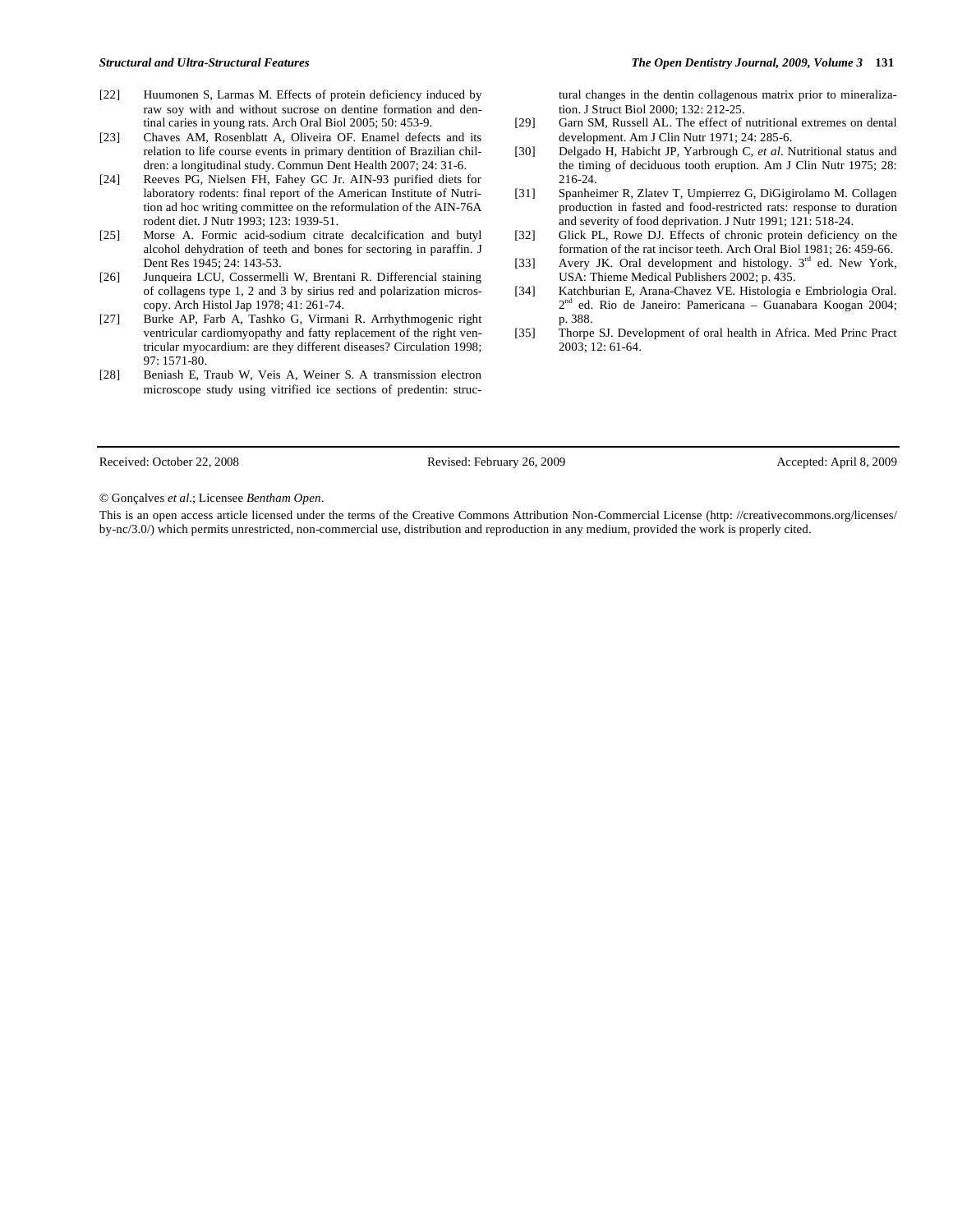[22] Huumonen S, Larmas M. Effects of protein deficiency induced by raw soy with and without sucrose on dentine formation and dentinal caries in young rats. Arch Oral Biol 2005; 50: 453-9.

[23] Chaves AM, Rosenblatt A, Oliveira OF. Enamel defects and its relation to life course events in primary dentition of Brazilian children: a longitudinal study. Commun Dent Health 2007; 24: 31-6.

[24] Reeves PG, Nielsen FH, Fahey GC Jr. AIN-93 purified diets for laboratory rodents: final report of the American Institute of Nutrition ad hoc writing committee on the reformulation of the AIN-76A rodent diet. J Nutr 1993; 123: 1939-51.

[25] Morse A. Formic acid-sodium citrate decalcification and butyl alcohol dehydration of teeth and bones for sectoring in paraffin. J Dent Res 1945; 24: 143-53.

[26] Junqueira LCU, Cossermelli W, Brentani R. Differencial staining of collagens type 1, 2 and 3 by sirius red and polarization microscopy. Arch Histol Jap 1978; 41: 261-74.

[27] Burke AP, Farb A, Tashko G, Virmani R. Arrhythmogenic right ventricular cardiomyopathy and fatty replacement of the right ventricular myocardium: are they different diseases? Circulation 1998; 97: 1571-80.

[28] Beniash E, Traub W, Veis A, Weiner S. A transmission electron microscope study using vitrified ice sections of predentin: structural changes in the dentin collagenous matrix prior to mineralization. J Struct Biol 2000; 132: 212-25.

[29] Garn SM, Russell AL. The effect of nutritional extremes on dental development. Am J Clin Nutr 1971; 24: 285-6.

[30] Delgado H, Habicht JP, Yarbrough C, *et al*. Nutritional status and the timing of deciduous tooth eruption. Am J Clin Nutr 1975; 28: 216-24.

[31] Spanheimer R, Zlatev T, Umpierrez G, DiGigirolamo M. Collagen production in fasted and food-restricted rats: response to duration and severity of food deprivation. J Nutr 1991; 121: 518-24.

[32] Glick PL, Rowe DJ. Effects of chronic protein deficiency on the formation of the rat incisor teeth. Arch Oral Biol 1981; 26: 459-66.

[33] Avery JK. Oral development and histology. 3rd ed. New York, USA: Thieme Medical Publishers 2002; p. 435.

[34] Katchburian E, Arana-Chavez VE. Histologia e Embriologia Oral. 2nd ed. Rio de Janeiro: Pamericana – Guanabara Koogan 2004; p. 388.

[35] Thorpe SJ. Development of oral health in Africa. Med Princ Pract 2003; 12: 61-64.

---

Received: October 22, 2008 Revised: February 26, 2009 Accepted: April 8, 2009

© Gonçalves *et al*.; Licensee *Bentham Open*.

This is an open access article licensed under the terms of the Creative Commons Attribution Non-Commercial License (http: //creativecommons.org/licenses/by-nc/3.0/) which permits unrestricted, non-commercial use, distribution and reproduction in any medium, provided the work is properly cited.